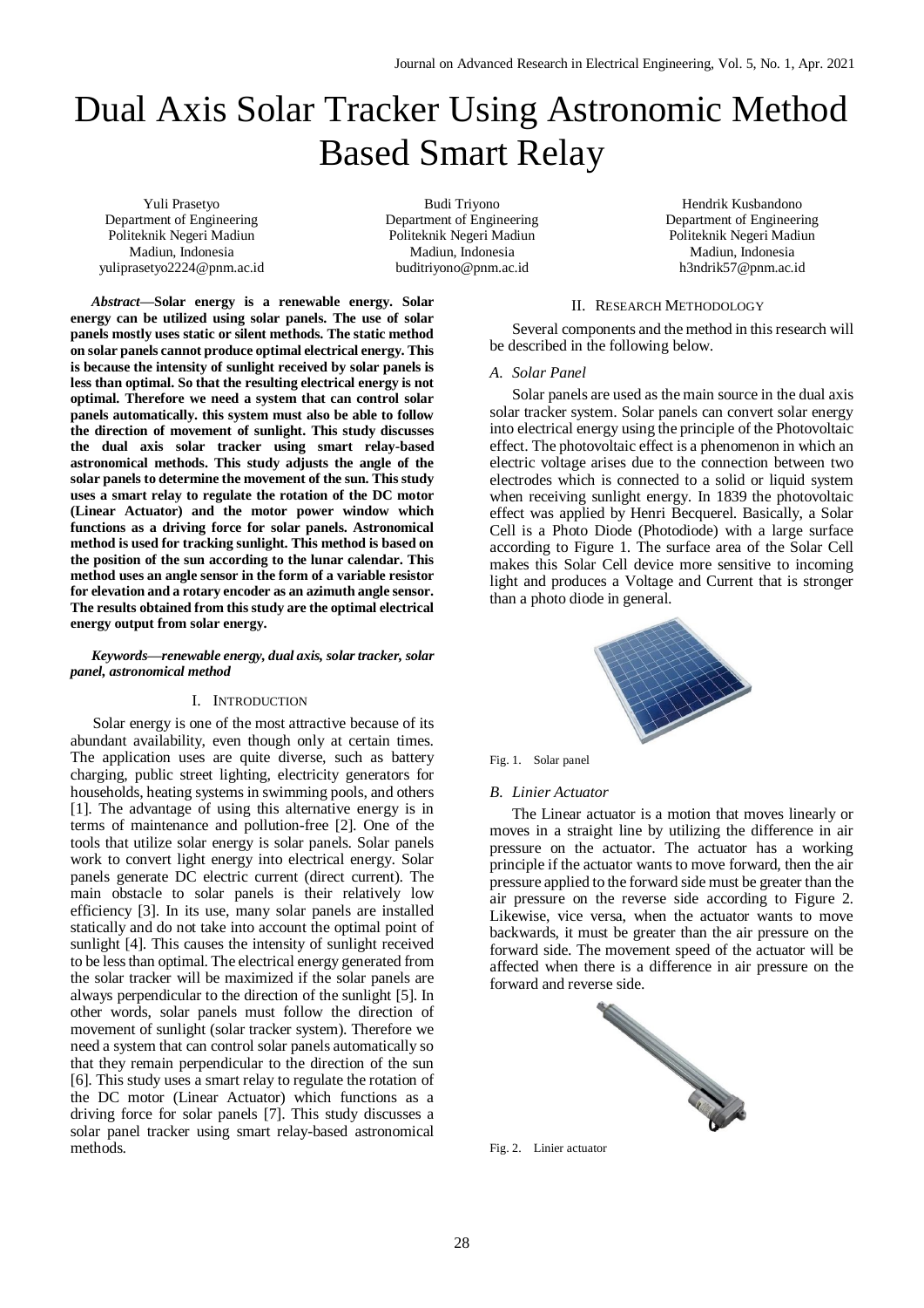# Dual Axis Solar Tracker Using Astronomic Method Based Smart Relay

Yuli Prasetyo
Department of Engineering
Politeknik Negeri Madiun
Madiun, Indonesia
yuliprasetyo2224@pnm.ac.id

Budi Triyono
Department of Engineering
Politeknik Negeri Madiun
Madiun, Indonesia
buditriyono@pnm.ac.id

Hendrik Kusbandono
Department of Engineering
Politeknik Negeri Madiun
Madiun, Indonesia
h3ndrik57@pnm.ac.id

***Abstract*—Solar energy is a renewable energy. Solar energy can be utilized using solar panels. The use of solar panels mostly uses static or silent methods. The static method on solar panels cannot produce optimal electrical energy. This is because the intensity of sunlight received by solar panels is less than optimal. So that the resulting electrical energy is not optimal. Therefore we need a system that can control solar panels automatically. this system must also be able to follow the direction of movement of sunlight. This study discusses the dual axis solar tracker using smart relay-based astronomical methods. This study adjusts the angle of the solar panels to determine the movement of the sun. This study uses a smart relay to regulate the rotation of the DC motor (Linear Actuator) and the motor power window which functions as a driving force for solar panels. Astronomical method is used for tracking sunlight. This method is based on the position of the sun according to the lunar calendar. This method uses an angle sensor in the form of a variable resistor for elevation and a rotary encoder as an azimuth angle sensor. The results obtained from this study are the optimal electrical energy output from solar energy.**

***Keywords*—*renewable energy, dual axis, solar tracker, solar panel, astronomical method***

## I. Introduction

Solar energy is one of the most attractive because of its abundant availability, even though only at certain times. The application uses are quite diverse, such as battery charging, public street lighting, electricity generators for households, heating systems in swimming pools, and others [1]. The advantage of using this alternative energy is in terms of maintenance and pollution-free [2]. One of the tools that utilize solar energy is solar panels. Solar panels work to convert light energy into electrical energy. Solar panels generate DC electric current (direct current). The main obstacle to solar panels is their relatively low efficiency [3]. In its use, many solar panels are installed statically and do not take into account the optimal point of sunlight [4]. This causes the intensity of sunlight received to be less than optimal. The electrical energy generated from the solar tracker will be maximized if the solar panels are always perpendicular to the direction of the sunlight [5]. In other words, solar panels must follow the direction of movement of sunlight (solar tracker system). Therefore we need a system that can control solar panels automatically so that they remain perpendicular to the direction of the sun [6]. This study uses a smart relay to regulate the rotation of the DC motor (Linear Actuator) which functions as a driving force for solar panels [7]. This study discusses a solar panel tracker using smart relay-based astronomical methods.

## II. Research Methodology

Several components and the method in this research will be described in the following below.

### *A. Solar Panel*

Solar panels are used as the main source in the dual axis solar tracker system. Solar panels can convert solar energy into electrical energy using the principle of the Photovoltaic effect. The photovoltaic effect is a phenomenon in which an electric voltage arises due to the connection between two electrodes which is connected to a solid or liquid system when receiving sunlight energy. In 1839 the photovoltaic effect was applied by Henri Becquerel. Basically, a Solar Cell is a Photo Diode (Photodiode) with a large surface according to Figure 1. The surface area of the Solar Cell makes this Solar Cell device more sensitive to incoming light and produces a Voltage and Current that is stronger than a photo diode in general.

Fig. 1. Solar panel

### *B. Linier Actuator*

The Linear actuator is a motion that moves linearly or moves in a straight line by utilizing the difference in air pressure on the actuator. The actuator has a working principle if the actuator wants to move forward, then the air pressure applied to the forward side must be greater than the air pressure on the reverse side according to Figure 2. Likewise, vice versa, when the actuator wants to move backwards, it must be greater than the air pressure on the forward side. The movement speed of the actuator will be affected when there is a difference in air pressure on the forward and reverse side.

Fig. 2. Linier actuator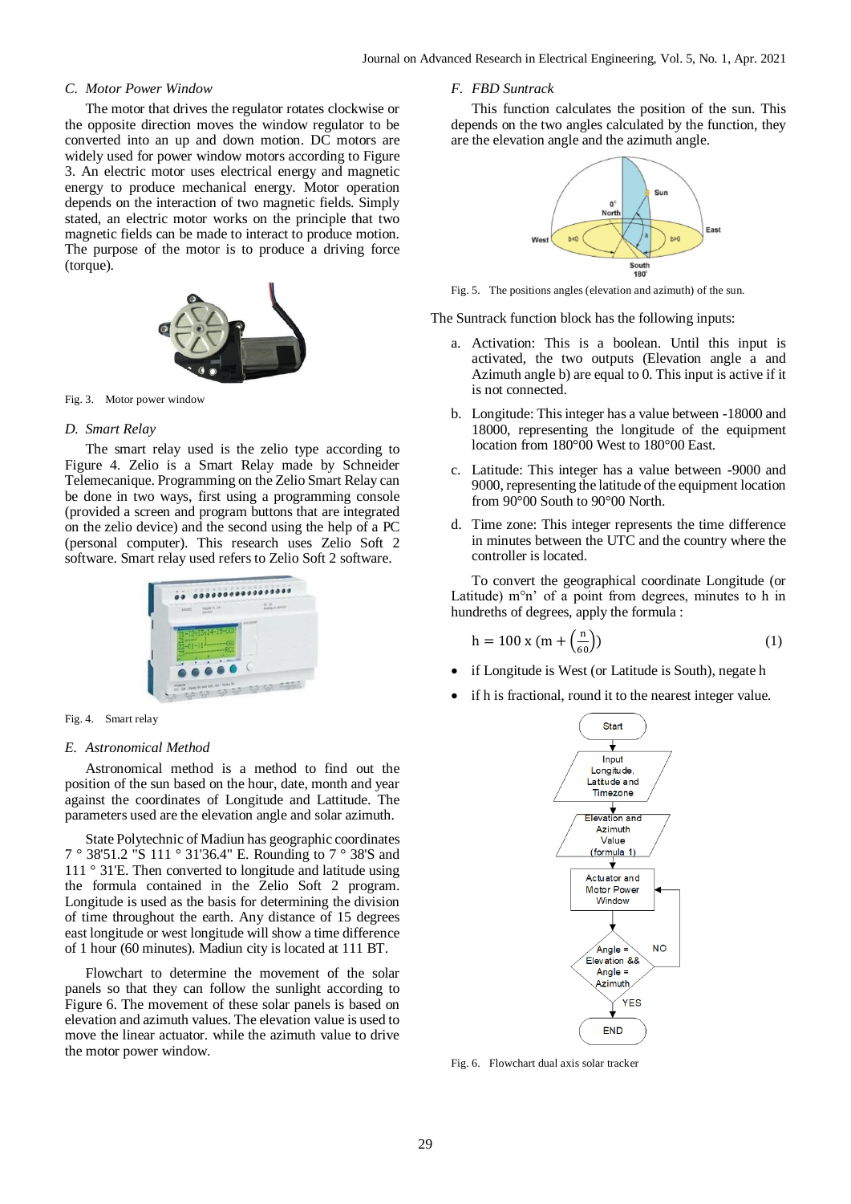### C. Motor Power Window

The motor that drives the regulator rotates clockwise or the opposite direction moves the window regulator to be converted into an up and down motion. DC motors are widely used for power window motors according to Figure 3. An electric motor uses electrical energy and magnetic energy to produce mechanical energy. Motor operation depends on the interaction of two magnetic fields. Simply stated, an electric motor works on the principle that two magnetic fields can be made to interact to produce motion. The purpose of the motor is to produce a driving force (torque).

Fig. 3. Motor power window

### D. Smart Relay

The smart relay used is the zelio type according to Figure 4. Zelio is a Smart Relay made by Schneider Telemecanique. Programming on the Zelio Smart Relay can be done in two ways, first using a programming console (provided a screen and program buttons that are integrated on the zelio device) and the second using the help of a PC (personal computer). This research uses Zelio Soft 2 software. Smart relay used refers to Zelio Soft 2 software.

Fig. 4. Smart relay

### E. Astronomical Method

Astronomical method is a method to find out the position of the sun based on the hour, date, month and year against the coordinates of Longitude and Lattitude. The parameters used are the elevation angle and solar azimuth.

State Polytechnic of Madiun has geographic coordinates 7 ° 38'51.2 "S 111 ° 31'36.4" E. Rounding to 7 ° 38'S and 111 ° 31'E. Then converted to longitude and latitude using the formula contained in the Zelio Soft 2 program. Longitude is used as the basis for determining the division of time throughout the earth. Any distance of 15 degrees east longitude or west longitude will show a time difference of 1 hour (60 minutes). Madiun city is located at 111 BT.

Flowchart to determine the movement of the solar panels so that they can follow the sunlight according to Figure 6. The movement of these solar panels is based on elevation and azimuth values. The elevation value is used to move the linear actuator. while the azimuth value to drive the motor power window.

### F. FBD Suntrack

This function calculates the position of the sun. This depends on the two angles calculated by the function, they are the elevation angle and the azimuth angle.

Sun
0°
North
West
b<0
a
b>0
East
South
180°

Fig. 5. The positions angles (elevation and azimuth) of the sun.

The Suntrack function block has the following inputs:

a. Activation: This is a boolean. Until this input is activated, the two outputs (Elevation angle a and Azimuth angle b) are equal to 0. This input is active if it is not connected.

b. Longitude: This integer has a value between -18000 and 18000, representing the longitude of the equipment location from 180°00 West to 180°00 East.

c. Latitude: This integer has a value between -9000 and 9000, representing the latitude of the equipment location from 90°00 South to 90°00 North.

d. Time zone: This integer represents the time difference in minutes between the UTC and the country where the controller is located.

To convert the geographical coordinate Longitude (or Latitude) m°n' of a point from degrees, minutes to h in hundreths of degrees, apply the formula :

$$h = 100 \text{ x } (m + \left(\frac{n}{60}\right)) \tag{1}$$

- if Longitude is West (or Latitude is South), negate h
- if h is fractional, round it to the nearest integer value.

Start
Input Longitude, Latitude and Timezone
Elevation and Azimuth Value (formula 1)
Actuator and Motor Power Window
Angle = Elevation && Angle = Azimuth
NO
YES
END

Fig. 6. Flowchart dual axis solar tracker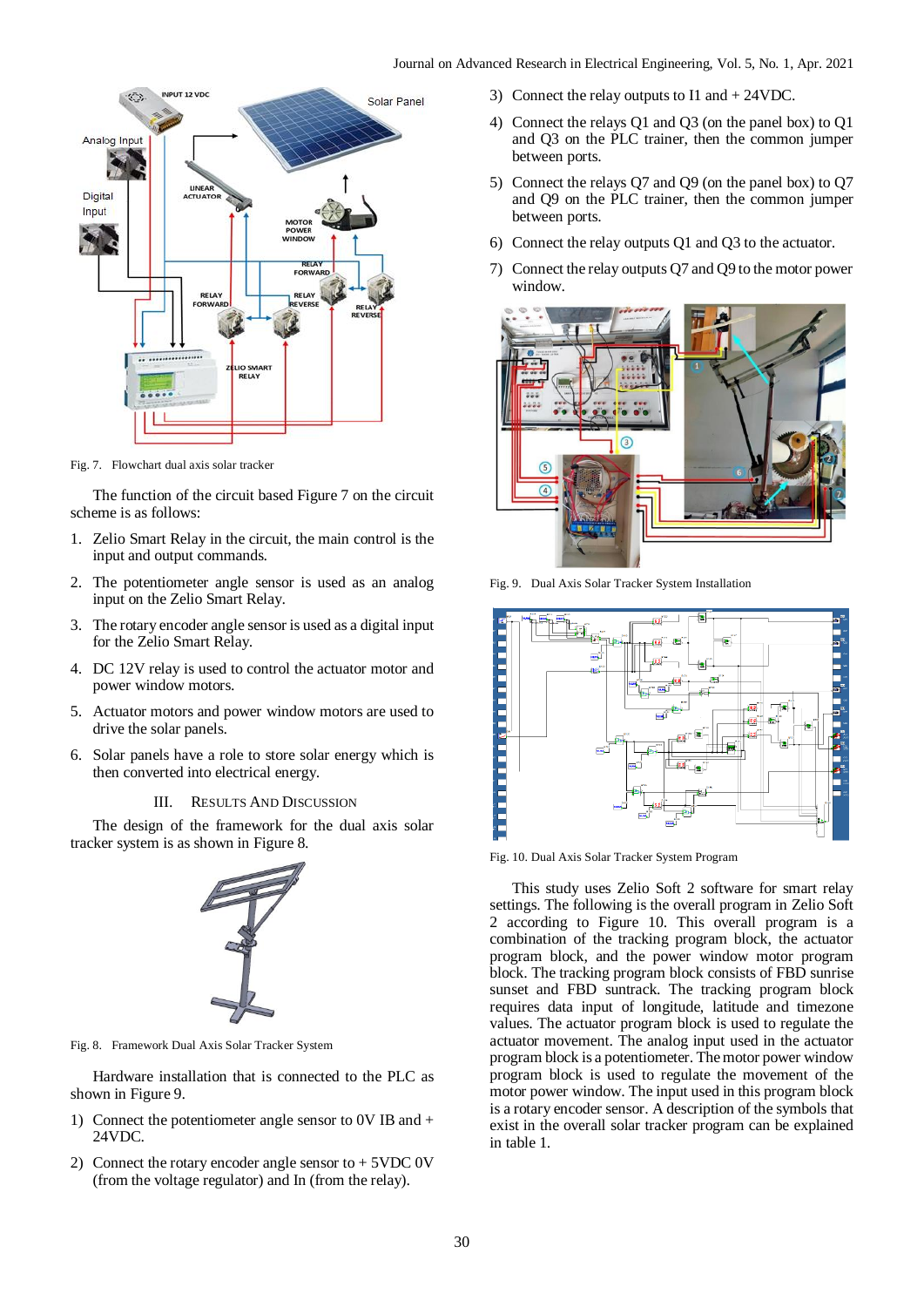Fig. 7. Flowchart dual axis solar tracker

The function of the circuit based Figure 7 on the circuit scheme is as follows:

1. Zelio Smart Relay in the circuit, the main control is the input and output commands.
2. The potentiometer angle sensor is used as an analog input on the Zelio Smart Relay.
3. The rotary encoder angle sensor is used as a digital input for the Zelio Smart Relay.
4. DC 12V relay is used to control the actuator motor and power window motors.
5. Actuator motors and power window motors are used to drive the solar panels.
6. Solar panels have a role to store solar energy which is then converted into electrical energy.

## III. Results And Discussion

The design of the framework for the dual axis solar tracker system is as shown in Figure 8.

Fig. 8. Framework Dual Axis Solar Tracker System

Hardware installation that is connected to the PLC as shown in Figure 9.

1) Connect the potentiometer angle sensor to 0V IB and + 24VDC.
2) Connect the rotary encoder angle sensor to + 5VDC 0V (from the voltage regulator) and In (from the relay).
3) Connect the relay outputs to I1 and + 24VDC.
4) Connect the relays Q1 and Q3 (on the panel box) to Q1 and Q3 on the PLC trainer, then the common jumper between ports.
5) Connect the relays Q7 and Q9 (on the panel box) to Q7 and Q9 on the PLC trainer, then the common jumper between ports.
6) Connect the relay outputs Q1 and Q3 to the actuator.
7) Connect the relay outputs Q7 and Q9 to the motor power window.

Fig. 9. Dual Axis Solar Tracker System Installation

Fig. 10. Dual Axis Solar Tracker System Program

This study uses Zelio Soft 2 software for smart relay settings. The following is the overall program in Zelio Soft 2 according to Figure 10. This overall program is a combination of the tracking program block, the actuator program block, and the power window motor program block. The tracking program block consists of FBD sunrise sunset and FBD suntrack. The tracking program block requires data input of longitude, latitude and timezone values. The actuator program block is used to regulate the actuator movement. The analog input used in the actuator program block is a potentiometer. The motor power window program block is used to regulate the movement of the motor power window. The input used in this program block is a rotary encoder sensor. A description of the symbols that exist in the overall solar tracker program can be explained in table 1.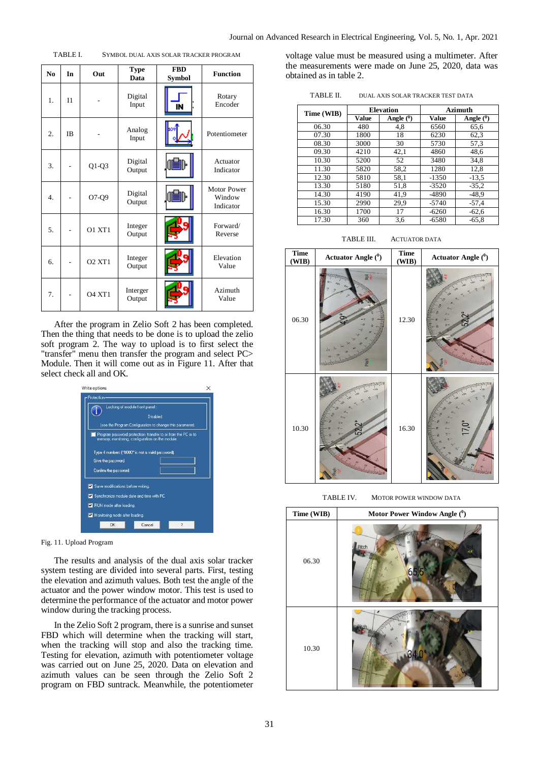TABLE I. SYMBOL DUAL AXIS SOLAR TRACKER PROGRAM

| No | In | Out | Type Data | FBD Symbol | Function |
|---|---|---|---|---|---|
| 1. | I1 | - | Digital Input | IN | Rotary Encoder |
| 2. | IB | - | Analog Input | 10V 0 | Potentiometer |
| 3. | - | Q1-Q3 | Digital Output | | Actuator Indicator |
| 4. | - | Q7-Q9 | Digital Output | | Motor Power Window Indicator |
| 5. | - | O1 XT1 | Integer Output | | Forward/ Reverse |
| 6. | - | O2 XT1 | Integer Output | | Elevation Value |
| 7. | - | O4 XT1 | Interger Output | | Azimuth Value |

After the program in Zelio Soft 2 has been completed. Then the thing that needs to be done is to upload the zelio soft program 2. The way to upload is to first select the "transfer" menu then transfer the program and select PC> Module. Then it will come out as in Figure 11. After that select check all and OK.

Write options

Protection

Locking of module front panel :

Disabled

(see the Program Configuration to change this parameter)

Program password protection: transfer to or from the PC or to memory, monitoring, configuration on the module.

Type 4 numbers ("0000" is not a valid password)

Give the password

Confirm the password

Save modifications before writing.

Synchronize module date and time with PC.

RUN mode after loading.

Monitoring mode after loading.

OK Cancel ?

Fig. 11. Upload Program

The results and analysis of the dual axis solar tracker system testing are divided into several parts. First, testing the elevation and azimuth values. Both test the angle of the actuator and the power window motor. This test is used to determine the performance of the actuator and motor power window during the tracking process.

In the Zelio Soft 2 program, there is a sunrise and sunset FBD which will determine when the tracking will start, when the tracking will stop and also the tracking time. Testing for elevation, azimuth with potentiometer voltage was carried out on June 25, 2020. Data on elevation and azimuth values can be seen through the Zelio Soft 2 program on FBD suntrack. Meanwhile, the potentiometer voltage value must be measured using a multimeter. After the measurements were made on June 25, 2020, data was obtained as in table 2.

TABLE II. DUAL AXIS SOLAR TRACKER TEST DATA

| Time (WIB) | Elevation | | Azimuth | |
|---|---|---|---|---|
| | Value | Angle ($^0$) | Value | Angle ($^0$) |
| 06.30 | 480 | 4,8 | 6560 | 65,6 |
| 07.30 | 1800 | 18 | 6230 | 62,3 |
| 08.30 | 3000 | 30 | 5730 | 57,3 |
| 09.30 | 4210 | 42,1 | 4860 | 48,6 |
| 10.30 | 5200 | 52 | 3480 | 34,8 |
| 11.30 | 5820 | 58,2 | 1280 | 12,8 |
| 12.30 | 5810 | 58,1 | -1350 | -13,5 |
| 13.30 | 5180 | 51,8 | -3520 | -35,2 |
| 14.30 | 4190 | 41,9 | -4890 | -48,9 |
| 15.30 | 2990 | 29,9 | -5740 | -57,4 |
| 16.30 | 1700 | 17 | -6260 | -62,6 |
| 17.30 | 360 | 3,6 | -6580 | -65,8 |

TABLE III. ACTUATOR DATA

| Time (WIB) | Actuator Angle ($^0$) | Time (WIB) | Actuator Angle ($^0$) |
|---|---|---|---|
| 06.30 | 4,9° | 12.30 | 52,2° |
| 10.30 | 52,2° | 16.30 | 17,0° |

TABLE IV. MOTOR POWER WINDOW DATA

| Time (WIB) | Motor Power Window Angle ($^0$) |
|---|---|
| 06.30 | 65,5° |
| 10.30 | 34,0° |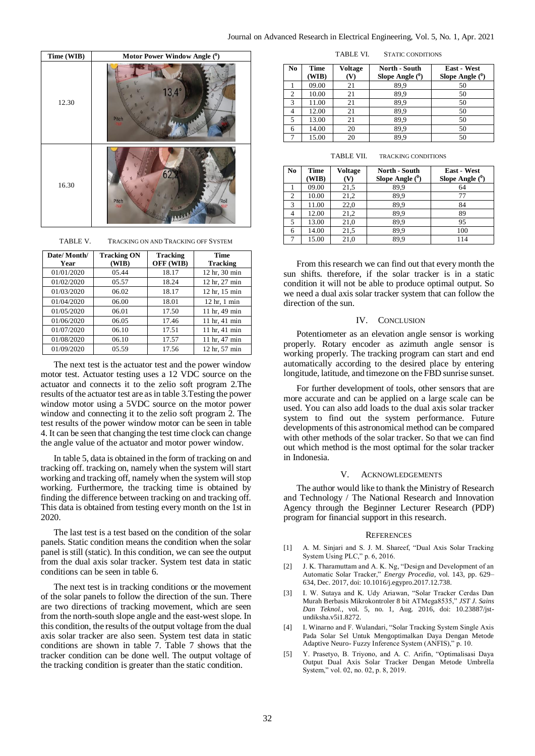| Time (WIB) | Motor Power Window Angle ($^0$) |
|---|---|
| 12.30 | |
| 16.30 | |

TABLE V. TRACKING ON AND TRACKING OFF SYSTEM

| Date/ Month/ Year | Tracking ON (WIB) | Tracking OFF (WIB) | Time Tracking |
|---|---|---|---|
| 01/01/2020 | 05.44 | 18.17 | 12 hr, 30 min |
| 01/02/2020 | 05.57 | 18.24 | 12 hr, 27 min |
| 01/03/2020 | 06.02 | 18.17 | 12 hr, 15 min |
| 01/04/2020 | 06.00 | 18.01 | 12 hr, 1 min |
| 01/05/2020 | 06.01 | 17.50 | 11 hr, 49 min |
| 01/06/2020 | 06.05 | 17.46 | 11 hr, 41 min |
| 01/07/2020 | 06.10 | 17.51 | 11 hr, 41 min |
| 01/08/2020 | 06.10 | 17.57 | 11 hr, 47 min |
| 01/09/2020 | 05.59 | 17.56 | 12 hr, 57 min |

The next test is the actuator test and the power window motor test. Actuator testing uses a 12 VDC source on the actuator and connects it to the zelio soft program 2.The results of the actuator test are as in table 3.Testing the power window motor using a 5VDC source on the motor power window and connecting it to the zelio soft program 2. The test results of the power window motor can be seen in table 4. It can be seen that changing the test time clock can change the angle value of the actuator and motor power window.

In table 5, data is obtained in the form of tracking on and tracking off. tracking on, namely when the system will start working and tracking off, namely when the system will stop working. Furthermore, the tracking time is obtained by finding the difference between tracking on and tracking off. This data is obtained from testing every month on the 1st in 2020.

The last test is a test based on the condition of the solar panels. Static condition means the condition when the solar panel is still (static). In this condition, we can see the output from the dual axis solar tracker. System test data in static conditions can be seen in table 6.

The next test is in tracking conditions or the movement of the solar panels to follow the direction of the sun. There are two directions of tracking movement, which are seen from the north-south slope angle and the east-west slope. In this condition, the results of the output voltage from the dual axis solar tracker are also seen. System test data in static conditions are shown in table 7. Table 7 shows that the tracker condition can be done well. The output voltage of the tracking condition is greater than the static condition.

TABLE VI. STATIC CONDITIONS

| No | Time (WIB) | Voltage (V) | North - South Slope Angle ($^0$) | East - West Slope Angle ($^0$) |
|---|---|---|---|---|
| 1 | 09.00 | 21 | 89,9 | 50 |
| 2 | 10.00 | 21 | 89,9 | 50 |
| 3 | 11.00 | 21 | 89,9 | 50 |
| 4 | 12.00 | 21 | 89,9 | 50 |
| 5 | 13.00 | 21 | 89,9 | 50 |
| 6 | 14.00 | 20 | 89,9 | 50 |
| 7 | 15.00 | 20 | 89,9 | 50 |

TABLE VII. TRACKING CONDITIONS

| No | Time (WIB) | Voltage (V) | North - South Slope Angle ($^0$) | East - West Slope Angle ($^0$) |
|---|---|---|---|---|
| 1 | 09.00 | 21,5 | 89,9 | 64 |
| 2 | 10.00 | 21,2 | 89,9 | 77 |
| 3 | 11.00 | 22,0 | 89,9 | 84 |
| 4 | 12.00 | 21,2 | 89,9 | 89 |
| 5 | 13.00 | 21,0 | 89,9 | 95 |
| 6 | 14.00 | 21,5 | 89,9 | 100 |
| 7 | 15.00 | 21,0 | 89,9 | 114 |

From this research we can find out that every month the sun shifts. therefore, if the solar tracker is in a static condition it will not be able to produce optimal output. So we need a dual axis solar tracker system that can follow the direction of the sun.

## IV. CONCLUSION

Potentiometer as an elevation angle sensor is working properly. Rotary encoder as azimuth angle sensor is working properly. The tracking program can start and end automatically according to the desired place by entering longitude, latitude, and timezone on the FBD sunrise sunset.

For further development of tools, other sensors that are more accurate and can be applied on a large scale can be used. You can also add loads to the dual axis solar tracker system to find out the system performance. Future developments of this astronomical method can be compared with other methods of the solar tracker. So that we can find out which method is the most optimal for the solar tracker in Indonesia.

## V. ACKNOWLEDGEMENTS

The author would like to thank the Ministry of Research and Technology / The National Research and Innovation Agency through the Beginner Lecturer Research (PDP) program for financial support in this research.

## REFERENCES

[1] A. M. Sinjari and S. J. M. Shareef, "Dual Axis Solar Tracking System Using PLC," p. 6, 2016.

[2] J. K. Tharamuttam and A. K. Ng, "Design and Development of an Automatic Solar Tracker," *Energy Procedia*, vol. 143, pp. 629–634, Dec. 2017, doi: 10.1016/j.egypro.2017.12.738.

[3] I. W. Sutaya and K. Udy Ariawan, "Solar Tracker Cerdas Dan Murah Berbasis Mikrokontroler 8 bit ATMega8535," *JST J. Sains Dan Teknol.*, vol. 5, no. 1, Aug. 2016, doi: 10.23887/jst-undiksha.v5i1.8272.

[4] I. Winarno and F. Wulandari, "Solar Tracking System Single Axis Pada Solar Sel Untuk Mengoptimalkan Daya Dengan Metode Adaptive Neuro- Fuzzy Inference System (ANFIS)," p. 10.

[5] Y. Prasetyo, B. Triyono, and A. C. Arifin, "Optimalisasi Daya Output Dual Axis Solar Tracker Dengan Metode Umbrella System," vol. 02, no. 02, p. 8, 2019.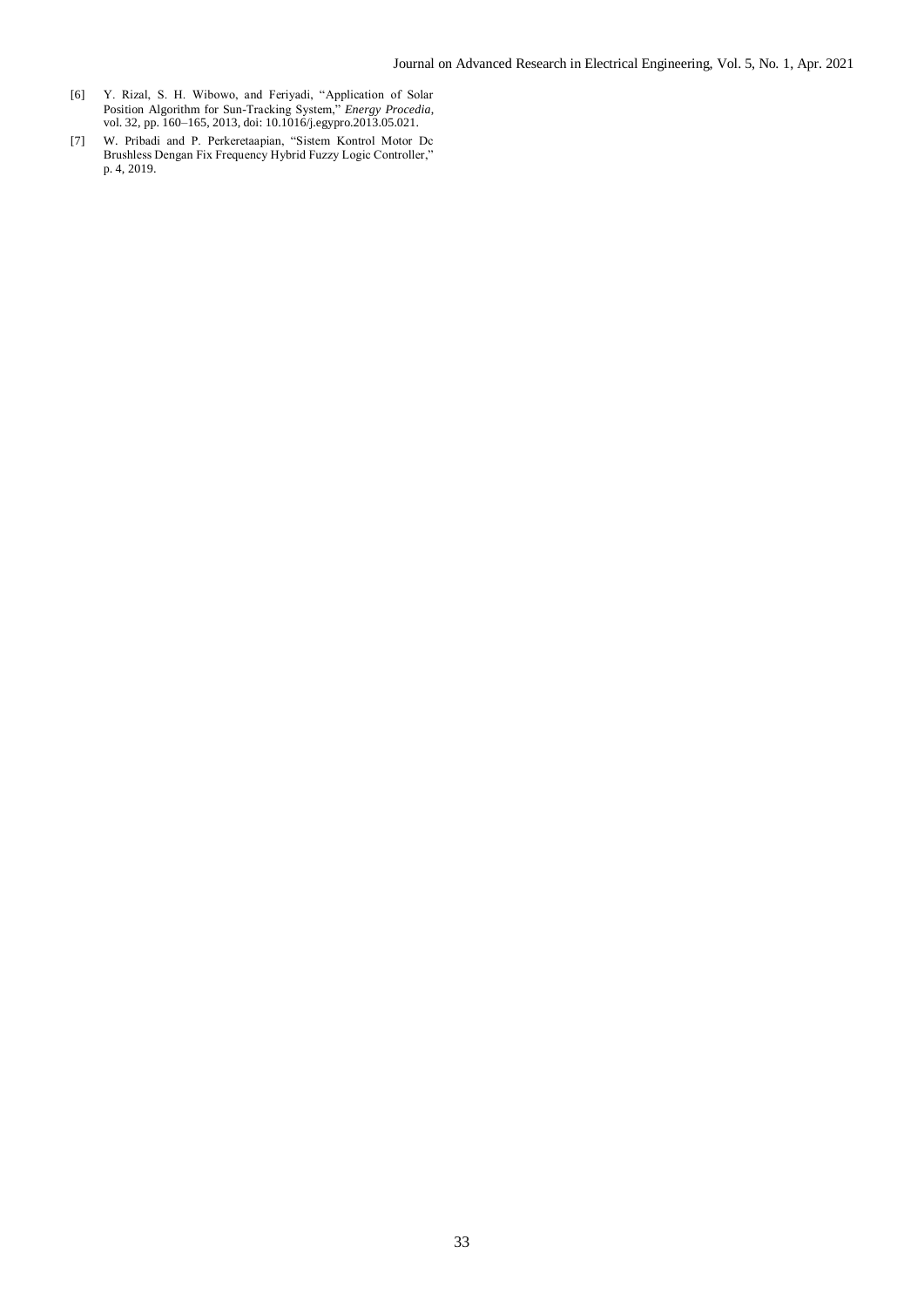[6] Y. Rizal, S. H. Wibowo, and Feriyadi, "Application of Solar Position Algorithm for Sun-Tracking System," *Energy Procedia*, vol. 32, pp. 160–165, 2013, doi: 10.1016/j.egypro.2013.05.021.

[7] W. Pribadi and P. Perkeretaapian, "Sistem Kontrol Motor Dc Brushless Dengan Fix Frequency Hybrid Fuzzy Logic Controller," p. 4, 2019.